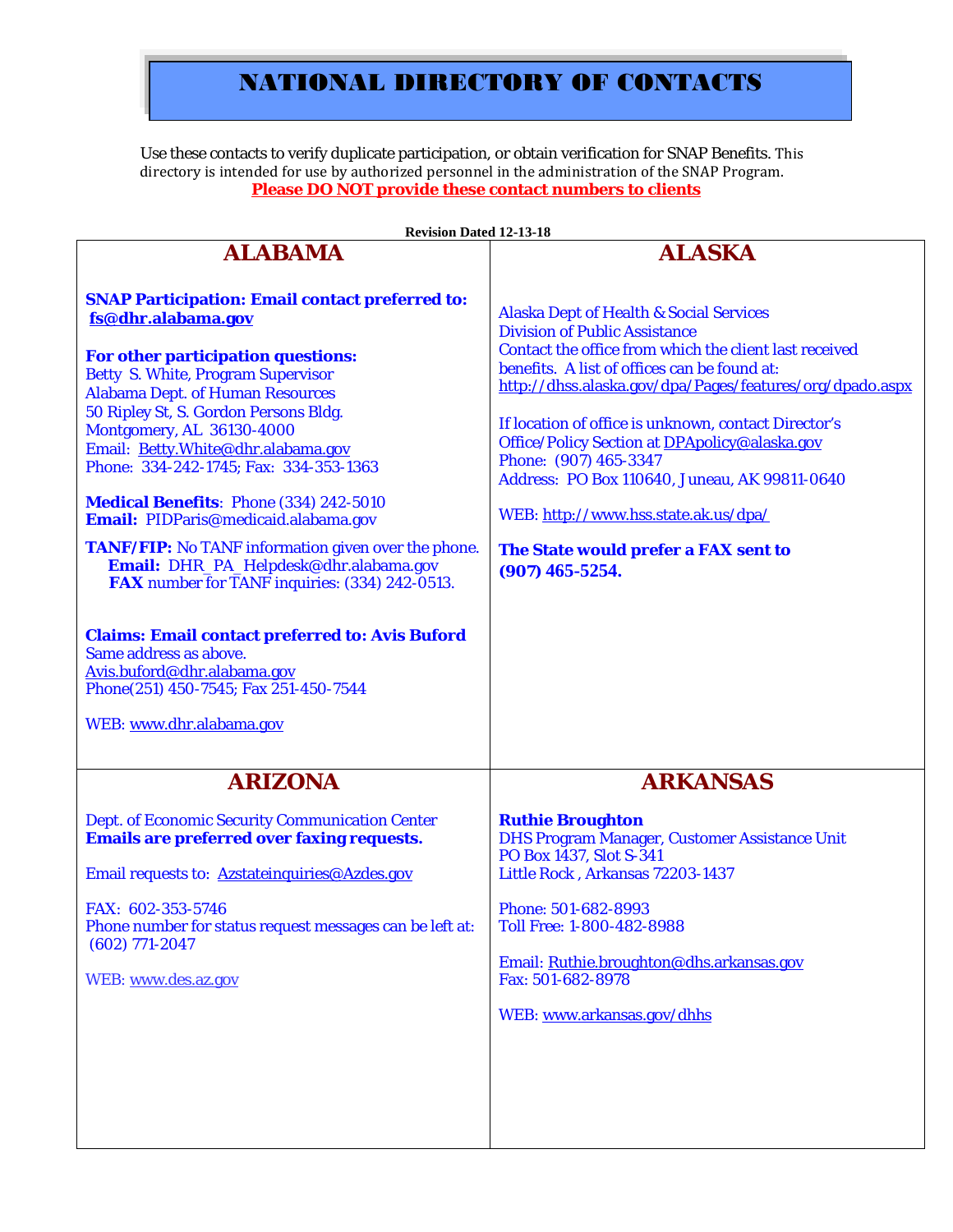# NATIONAL DIRECTORY OF CONTACTS

Use these contacts to verify duplicate participation, or obtain verification for SNAP Benefits. This directory is intended for use by authorized personnel in the administration of the SNAP Program.

**Please DO NOT provide these contact numbers to clients**

**Revision Dated 12-13-18**

## ALABAMA

**SNAP Participation: Email contact preferred to: fs@dhr.alabama.gov**

**For other participation questions:**
Betty S. White, Program Supervisor
Alabama Dept. of Human Resources
50 Ripley St, S. Gordon Persons Bldg.
Montgomery, AL 36130-4000
Email: Betty.White@dhr.alabama.gov
Phone: 334-242-1745; Fax: 334-353-1363

**Medical Benefits**: Phone (334) 242-5010
**Email:** PIDParis@medicaid.alabama.gov

**TANF/FIP:** No TANF information given over the phone.
**Email:** DHR_PA_Helpdesk@dhr.alabama.gov
**FAX** number for TANF inquiries: (334) 242-0513.

**Claims: Email contact preferred to: Avis Buford**
Same address as above.
Avis.buford@dhr.alabama.gov
Phone(251) 450-7545; Fax 251-450-7544

WEB: www.dhr.alabama.gov

## ALASKA

Alaska Dept of Health & Social Services
Division of Public Assistance
Contact the office from which the client last received benefits. A list of offices can be found at:
http://dhss.alaska.gov/dpa/Pages/features/org/dpado.aspx

If location of office is unknown, contact Director's Office/Policy Section at DPApolicy@alaska.gov
Phone: (907) 465-3347
Address: PO Box 110640, Juneau, AK 99811-0640

WEB: http://www.hss.state.ak.us/dpa/

**The State would prefer a FAX sent to (907) 465-5254.**

## ARIZONA

Dept. of Economic Security Communication Center
**Emails are preferred over faxing requests.**

Email requests to: Azstateinquiries@Azdes.gov

FAX: 602-353-5746
Phone number for status request messages can be left at: (602) 771-2047

WEB: www.des.az.gov

## ARKANSAS

**Ruthie Broughton**
DHS Program Manager, Customer Assistance Unit
PO Box 1437, Slot S-341
Little Rock , Arkansas 72203-1437

Phone: 501-682-8993
Toll Free: 1-800-482-8988

Email: Ruthie.broughton@dhs.arkansas.gov
Fax: 501-682-8978

WEB: www.arkansas.gov/dhhs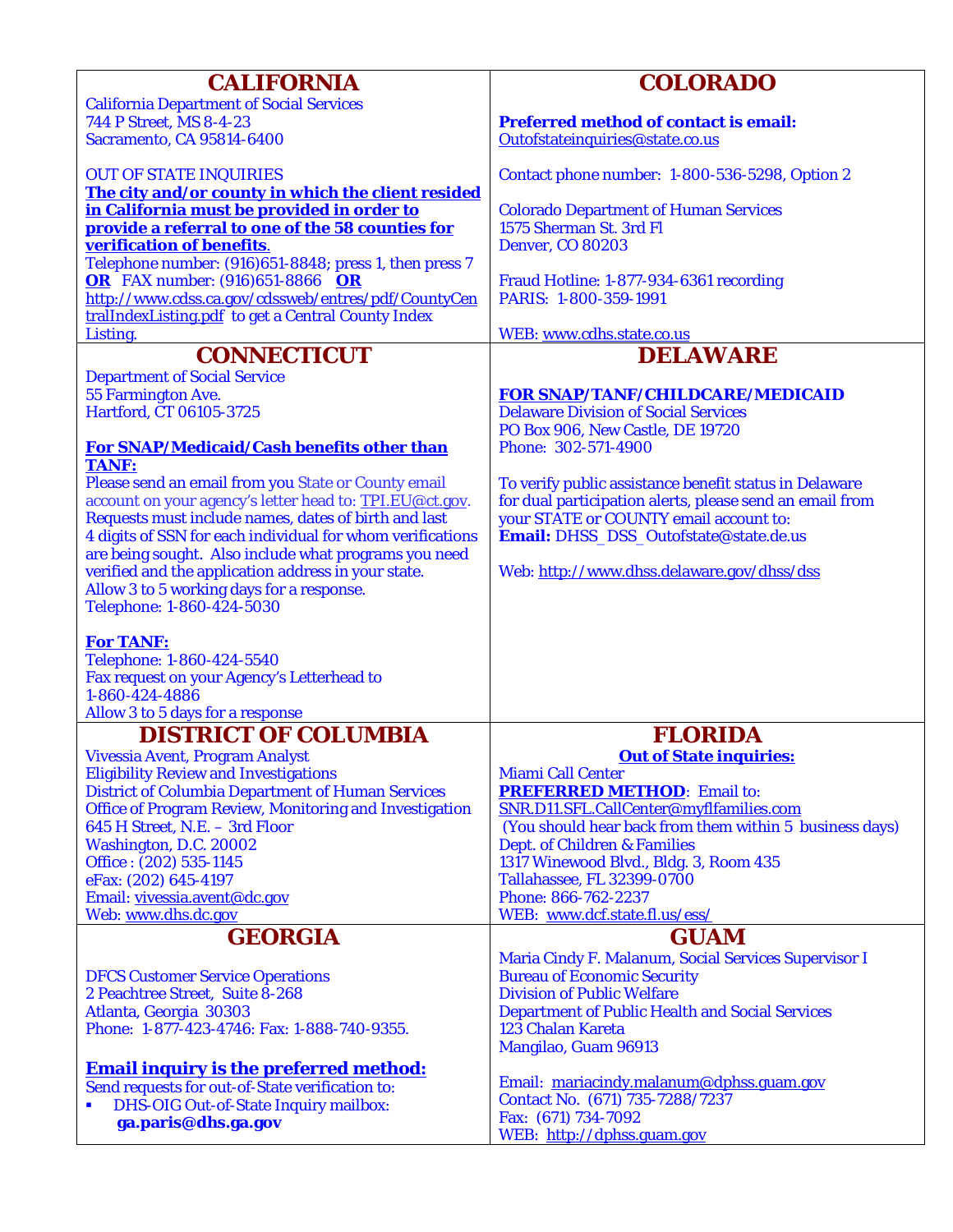## CALIFORNIA

California Department of Social Services
744 P Street, MS 8-4-23
Sacramento, CA 95814-6400

OUT OF STATE INQUIRIES
**The city and/or county in which the client resided in California must be provided in order to provide a referral to one of the 58 counties for verification of benefits**.
Telephone number: (916)651-8848; press 1, then press 7 **OR** FAX number: (916)651-8866 **OR** http://www.cdss.ca.gov/cdssweb/entres/pdf/CountyCentralIndexListing.pdf to get a Central County Index Listing.

## COLORADO

**Preferred method of contact is email:**
Outofstateinquiries@state.co.us

Contact phone number: 1-800-536-5298, Option 2

Colorado Department of Human Services
1575 Sherman St. 3rd Fl
Denver, CO 80203

Fraud Hotline: 1-877-934-6361 recording
PARIS: 1-800-359-1991

WEB: www.cdhs.state.co.us

## CONNECTICUT

Department of Social Service
55 Farmington Ave.
Hartford, CT 06105-3725

**For SNAP/Medicaid/Cash benefits other than TANF:**
Please send an email from you State or County email account on your agency's letter head to: TPI.EU@ct.gov.
Requests must include names, dates of birth and last 4 digits of SSN for each individual for whom verifications are being sought. Also include what programs you need verified and the application address in your state.
Allow 3 to 5 working days for a response.
Telephone: 1-860-424-5030

**For TANF:**
Telephone: 1-860-424-5540
Fax request on your Agency's Letterhead to
1-860-424-4886
Allow 3 to 5 days for a response

## DELAWARE

**FOR SNAP/TANF/CHILDCARE/MEDICAID**
Delaware Division of Social Services
PO Box 906, New Castle, DE 19720
Phone: 302-571-4900

To verify public assistance benefit status in Delaware for dual participation alerts, please send an email from your STATE or COUNTY email account to:
**Email:** DHSS_DSS_Outofstate@state.de.us

Web: http://www.dhss.delaware.gov/dhss/dss

## DISTRICT OF COLUMBIA

Vivessia Avent, Program Analyst
Eligibility Review and Investigations
District of Columbia Department of Human Services
Office of Program Review, Monitoring and Investigation
645 H Street, N.E. – 3rd Floor
Washington, D.C. 20002
Office : (202) 535-1145
eFax: (202) 645-4197
Email: vivessia.avent@dc.gov
Web: www.dhs.dc.gov

## FLORIDA

**Out of State inquiries:**
Miami Call Center
**PREFERRED METHOD**: Email to:
SNR.D11.SFL.CallCenter@myflfamilies.com
(You should hear back from them within 5 business days)
Dept. of Children & Families
1317 Winewood Blvd., Bldg. 3, Room 435
Tallahassee, FL 32399-0700
Phone: 866-762-2237
WEB: www.dcf.state.fl.us/ess/

## GEORGIA

DFCS Customer Service Operations
2 Peachtree Street, Suite 8-268
Atlanta, Georgia 30303
Phone: 1-877-423-4746: Fax: 1-888-740-9355.

**Email inquiry is the preferred method:**
Send requests for out-of-State verification to:

- DHS-OIG Out-of-State Inquiry mailbox:
  **ga.paris@dhs.ga.gov**

## GUAM

Maria Cindy F. Malanum, Social Services Supervisor I
Bureau of Economic Security
Division of Public Welfare
Department of Public Health and Social Services
123 Chalan Kareta
Mangilao, Guam 96913

Email: mariacindy.malanum@dphss.guam.gov
Contact No. (671) 735-7288/7237
Fax: (671) 734-7092
WEB: http://dphss.guam.gov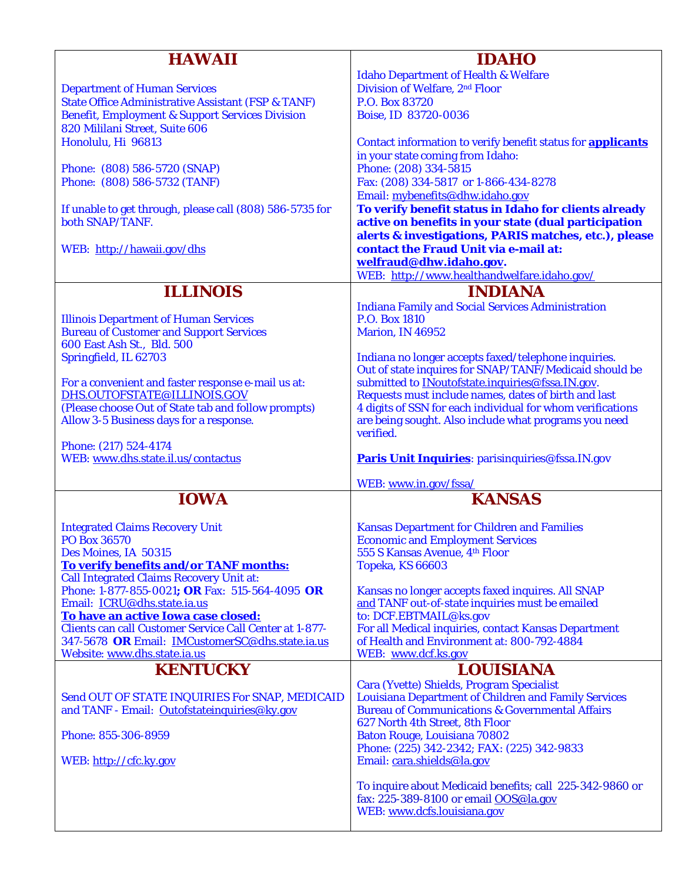## HAWAII

Department of Human Services
State Office Administrative Assistant (FSP & TANF)
Benefit, Employment & Support Services Division
820 Mililani Street, Suite 606
Honolulu, Hi 96813

Phone: (808) 586-5720 (SNAP)
Phone: (808) 586-5732 (TANF)

If unable to get through, please call (808) 586-5735 for both SNAP/TANF.

WEB: http://hawaii.gov/dhs

## IDAHO

Idaho Department of Health & Welfare
Division of Welfare, 2nd Floor
P.O. Box 83720
Boise, ID 83720-0036

Contact information to verify benefit status for **applicants** in your state coming from Idaho:
Phone: (208) 334-5815
Fax: (208) 334-5817 or 1-866-434-8278
Email: mybenefits@dhw.idaho.gov
**To verify benefit status in Idaho for clients already active on benefits in your state (dual participation alerts & investigations, PARIS matches, etc.), please contact the Fraud Unit via e-mail at: welfraud@dhw.idaho.gov.**
WEB: http://www.healthandwelfare.idaho.gov/

## ILLINOIS

Illinois Department of Human Services
Bureau of Customer and Support Services
600 East Ash St., Bld. 500
Springfield, IL 62703

For a convenient and faster response e-mail us at:
DHS.OUTOFSTATE@ILLINOIS.GOV
(Please choose Out of State tab and follow prompts)
Allow 3-5 Business days for a response.

Phone: (217) 524-4174
WEB: www.dhs.state.il.us/contactus

## INDIANA

Indiana Family and Social Services Administration
P.O. Box 1810
Marion, IN 46952

Indiana no longer accepts faxed/telephone inquiries. Out of state inquires for SNAP/TANF/Medicaid should be submitted to INoutofstate.inquiries@fssa.IN.gov. Requests must include names, dates of birth and last 4 digits of SSN for each individual for whom verifications are being sought. Also include what programs you need verified.

**Paris Unit Inquiries**: parisinquiries@fssa.IN.gov

WEB: www.in.gov/fssa/

## IOWA

Integrated Claims Recovery Unit
PO Box 36570
Des Moines, IA 50315
**To verify benefits and/or TANF months:**
Call Integrated Claims Recovery Unit at:
Phone: 1-877-855-0021**; OR** Fax: 515-564-4095 **OR**
Email: ICRU@dhs.state.ia.us
**To have an active Iowa case closed:**
Clients can call Customer Service Call Center at 1-877-347-5678 **OR** Email: IMCustomerSC@dhs.state.ia.us
Website: www.dhs.state.ia.us

## KANSAS

Kansas Department for Children and Families
Economic and Employment Services
555 S Kansas Avenue, 4th Floor
Topeka, KS 66603

Kansas no longer accepts faxed inquires. All SNAP and TANF out-of-state inquiries must be emailed to: DCF.EBTMAIL@ks.gov
For all Medical inquiries, contact Kansas Department of Health and Environment at: 800-792-4884
WEB: www.dcf.ks.gov

## KENTUCKY

Send OUT OF STATE INQUIRIES For SNAP, MEDICAID and TANF - Email: Outofstateinquiries@ky.gov

Phone: 855-306-8959

WEB: http://cfc.ky.gov

## LOUISIANA

Cara (Yvette) Shields, Program Specialist
Louisiana Department of Children and Family Services
Bureau of Communications & Governmental Affairs
627 North 4th Street, 8th Floor
Baton Rouge, Louisiana 70802
Phone: (225) 342-2342; FAX: (225) 342-9833
Email: cara.shields@la.gov

To inquire about Medicaid benefits; call 225-342-9860 or fax: 225-389-8100 or email OOS@la.gov
WEB: www.dcfs.louisiana.gov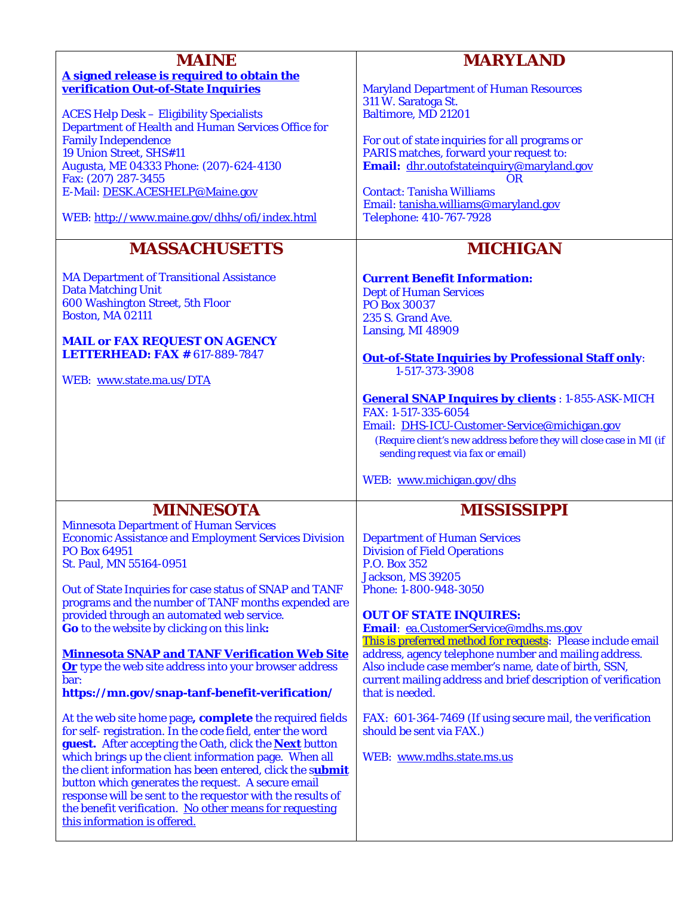## MAINE

**A signed release is required to obtain the verification Out-of-State Inquiries**

ACES Help Desk – Eligibility Specialists
Department of Health and Human Services Office for Family Independence
19 Union Street, SHS#11
Augusta, ME 04333 Phone: (207)-624-4130
Fax: (207) 287-3455
E-Mail: DESK.ACESHELP@Maine.gov

WEB: http://www.maine.gov/dhhs/ofi/index.html

## MARYLAND

Maryland Department of Human Resources
311 W. Saratoga St.
Baltimore, MD 21201

For out of state inquiries for all programs or PARIS matches, forward your request to:
**Email:** dhr.outofstateinquiry@maryland.gov
OR
Contact: Tanisha Williams
Email: tanisha.williams@maryland.gov
Telephone: 410-767-7928

## MASSACHUSETTS

MA Department of Transitional Assistance
Data Matching Unit
600 Washington Street, 5th Floor
Boston, MA 02111

**MAIL or FAX REQUEST ON AGENCY LETTERHEAD: FAX #** 617-889-7847

WEB: www.state.ma.us/DTA

## MICHIGAN

**Current Benefit Information:**
Dept of Human Services
PO Box 30037
235 S. Grand Ave.
Lansing, MI 48909

**Out-of-State Inquiries by Professional Staff only**:
1-517-373-3908

**General SNAP Inquires by clients** : 1-855-ASK-MICH
FAX: 1-517-335-6054
Email: DHS-ICU-Customer-Service@michigan.gov
(Require client's new address before they will close case in MI (if sending request via fax or email)

WEB: www.michigan.gov/dhs

## MINNESOTA

Minnesota Department of Human Services
Economic Assistance and Employment Services Division
PO Box 64951
St. Paul, MN 55164-0951

Out of State Inquiries for case status of SNAP and TANF programs and the number of TANF months expended are provided through an automated web service.
**Go** to the website by clicking on this link**:**

**Minnesota SNAP and TANF Verification Web Site**
**Or** type the web site address into your browser address bar:
**https://mn.gov/snap-tanf-benefit-verification/**

At the web site home page**, complete** the required fields for self- registration. In the code field, enter the word **guest.** After accepting the Oath, click the **Next** button which brings up the client information page. When all the client information has been entered, click the s**ubmit** button which generates the request. A secure email response will be sent to the requestor with the results of the benefit verification. No other means for requesting this information is offered.

## MISSISSIPPI

Department of Human Services
Division of Field Operations
P.O. Box 352
Jackson, MS 39205
Phone: 1-800-948-3050

**OUT OF STATE INQUIRES:**
**Email**: ea.CustomerService@mdhs.ms.gov
This is preferred method for requests: Please include email address, agency telephone number and mailing address. Also include case member's name, date of birth, SSN, current mailing address and brief description of verification that is needed.

FAX: 601-364-7469 (If using secure mail, the verification should be sent via FAX.)

WEB: www.mdhs.state.ms.us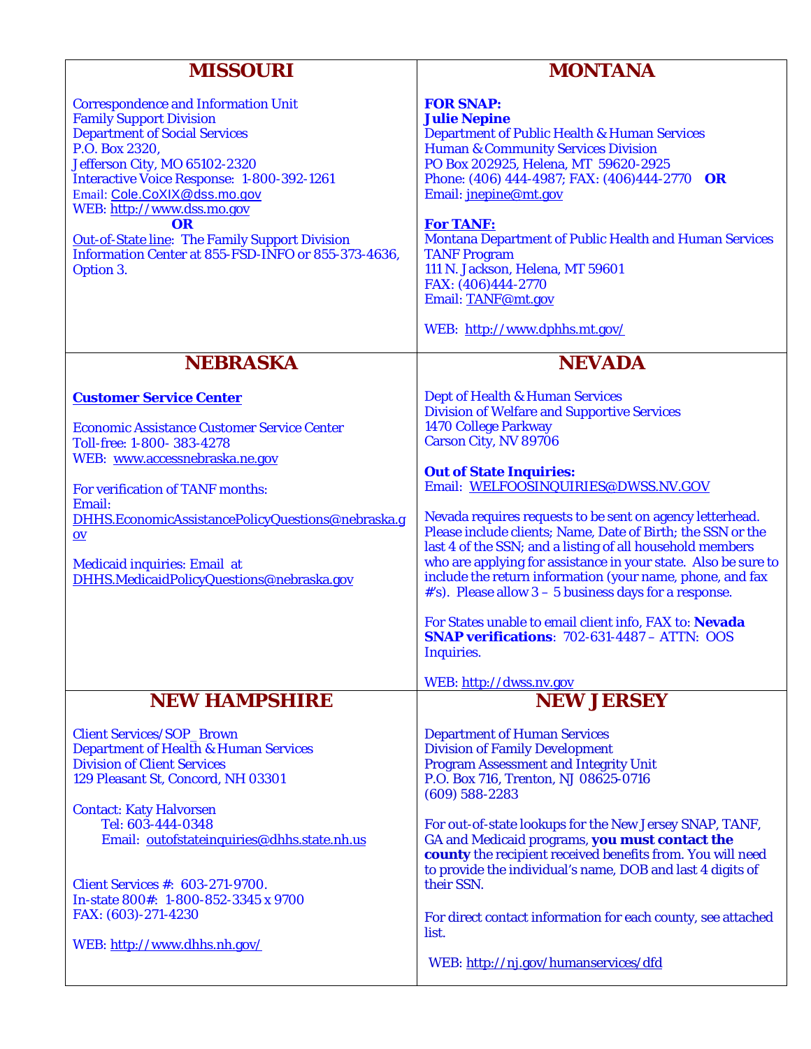## MISSOURI

Correspondence and Information Unit
Family Support Division
Department of Social Services
P.O. Box 2320,
Jefferson City, MO 65102-2320
Interactive Voice Response: 1-800-392-1261
Email: Cole.CoXIX@dss.mo.gov
WEB: http://www.dss.mo.gov

**OR**

Out-of-State line: The Family Support Division Information Center at 855-FSD-INFO or 855-373-4636, Option 3.

## MONTANA

**FOR SNAP:**
**Julie Nepine**
Department of Public Health & Human Services
Human & Community Services Division
PO Box 202925, Helena, MT 59620-2925
Phone: (406) 444-4987; FAX: (406)444-2770 **OR**
Email: jnepine@mt.gov

**For TANF:**
Montana Department of Public Health and Human Services
TANF Program
111 N. Jackson, Helena, MT 59601
FAX: (406)444-2770
Email: TANF@mt.gov

WEB: http://www.dphhs.mt.gov/

## NEBRASKA

**Customer Service Center**

Economic Assistance Customer Service Center
Toll-free: 1-800- 383-4278
WEB: www.accessnebraska.ne.gov

For verification of TANF months:
Email:
DHHS.EconomicAssistancePolicyQuestions@nebraska.gov

Medicaid inquiries: Email at
DHHS.MedicaidPolicyQuestions@nebraska.gov

## NEVADA

Dept of Health & Human Services
Division of Welfare and Supportive Services
1470 College Parkway
Carson City, NV 89706

**Out of State Inquiries:**
Email: WELFOOSINQUIRIES@DWSS.NV.GOV

Nevada requires requests to be sent on agency letterhead. Please include clients; Name, Date of Birth; the SSN or the last 4 of the SSN; and a listing of all household members who are applying for assistance in your state. Also be sure to include the return information (your name, phone, and fax #'s). Please allow 3 – 5 business days for a response.

For States unable to email client info, FAX to: **Nevada SNAP verifications**: 702-631-4487 – ATTN: OOS Inquiries.

WEB: http://dwss.nv.gov

## NEW HAMPSHIRE

Client Services/SOP_Brown
Department of Health & Human Services
Division of Client Services
129 Pleasant St, Concord, NH 03301

Contact: Katy Halvorsen
Tel: 603-444-0348
Email: outofstateinquiries@dhhs.state.nh.us

Client Services #: 603-271-9700.
In-state 800#: 1-800-852-3345 x 9700
FAX: (603)-271-4230

WEB: http://www.dhhs.nh.gov/

## NEW JERSEY

Department of Human Services
Division of Family Development
Program Assessment and Integrity Unit
P.O. Box 716, Trenton, NJ 08625-0716
(609) 588-2283

For out-of-state lookups for the New Jersey SNAP, TANF, GA and Medicaid programs, **you must contact the county** the recipient received benefits from. You will need to provide the individual's name, DOB and last 4 digits of their SSN.

For direct contact information for each county, see attached list.

WEB: http://nj.gov/humanservices/dfd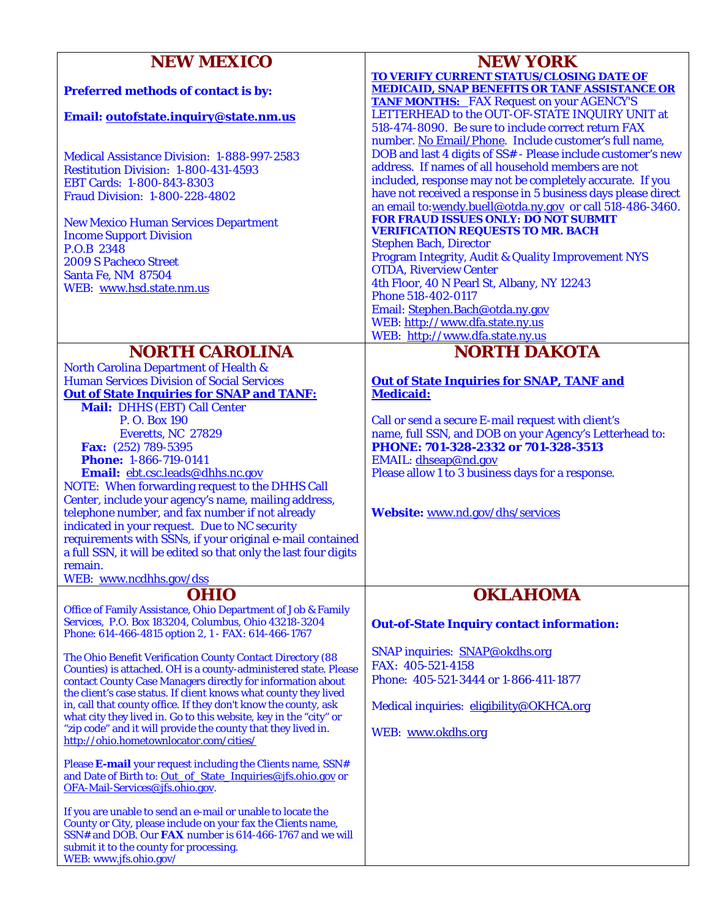## NEW MEXICO

**Preferred methods of contact is by:**

**Email: outofstate.inquiry@state.nm.us**

Medical Assistance Division: 1-888-997-2583
Restitution Division: 1-800-431-4593
EBT Cards: 1-800-843-8303
Fraud Division: 1-800-228-4802

New Mexico Human Services Department
Income Support Division
P.O.B 2348
2009 S Pacheco Street
Santa Fe, NM 87504
WEB: www.hsd.state.nm.us

## NEW YORK

**TO VERIFY CURRENT STATUS/CLOSING DATE OF MEDICAID, SNAP BENEFITS OR TANF ASSISTANCE OR TANF MONTHS:** FAX Request on your AGENCY'S LETTERHEAD to the OUT-OF-STATE INQUIRY UNIT at 518-474-8090. Be sure to include correct return FAX number. No Email/Phone. Include customer's full name, DOB and last 4 digits of SS# - Please include customer's new address. If names of all household members are not included, response may not be completely accurate. If you have not received a response in 5 business days please direct an email to: wendy.buell@otda.ny.gov or call 518-486-3460.

**FOR FRAUD ISSUES ONLY: DO NOT SUBMIT VERIFICATION REQUESTS TO MR. BACH**
Stephen Bach, Director
Program Integrity, Audit & Quality Improvement NYS OTDA, Riverview Center
4th Floor, 40 N Pearl St, Albany, NY 12243
Phone 518-402-0117
Email: Stephen.Bach@otda.ny.gov
WEB: http://www.dfa.state.ny.us
WEB: http://www.dfa.state.ny.us

## NORTH CAROLINA

North Carolina Department of Health & Human Services Division of Social Services

**Out of State Inquiries for SNAP and TANF:**

**Mail:** DHHS (EBT) Call Center
P. O. Box 190
Everetts, NC 27829
**Fax:** (252) 789-5395
**Phone:** 1-866-719-0141
**Email:** ebt.csc.leads@dhhs.nc.gov

NOTE: When forwarding request to the DHHS Call Center, include your agency's name, mailing address, telephone number, and fax number if not already indicated in your request. Due to NC security requirements with SSNs, if your original e-mail contained a full SSN, it will be edited so that only the last four digits remain.
WEB: www.ncdhhs.gov/dss

## NORTH DAKOTA

**Out of State Inquiries for SNAP, TANF and Medicaid:**

Call or send a secure E-mail request with client's name, full SSN, and DOB on your Agency's Letterhead to:
**PHONE: 701-328-2332 or 701-328-3513**
EMAIL: dhseap@nd.gov
Please allow 1 to 3 business days for a response.

**Website:** www.nd.gov/dhs/services

## OHIO

Office of Family Assistance, Ohio Department of Job & Family Services, P.O. Box 183204, Columbus, Ohio 43218-3204
Phone: 614-466-4815 option 2, 1 - FAX: 614-466-1767

The Ohio Benefit Verification County Contact Directory (88 Counties) is attached. OH is a county-administered state. Please contact County Case Managers directly for information about the client's case status. If client knows what county they lived in, call that county office. If they don't know the county, ask what city they lived in. Go to this website, key in the "city" or "zip code" and it will provide the county that they lived in. http://ohio.hometownlocator.com/cities/

Please **E-mail** your request including the Clients name, SSN# and Date of Birth to: Out_of_State_Inquiries@jfs.ohio.gov or OFA-Mail-Services@jfs.ohio.gov.

If you are unable to send an e-mail or unable to locate the County or City, please include on your fax the Clients name, SSN# and DOB. Our **FAX** number is 614-466-1767 and we will submit it to the county for processing.
WEB: www.jfs.ohio.gov/

## OKLAHOMA

**Out-of-State Inquiry contact information:**

SNAP inquiries: SNAP@okdhs.org
FAX: 405-521-4158
Phone: 405-521-3444 or 1-866-411-1877

Medical inquiries: eligibility@OKHCA.org

WEB: www.okdhs.org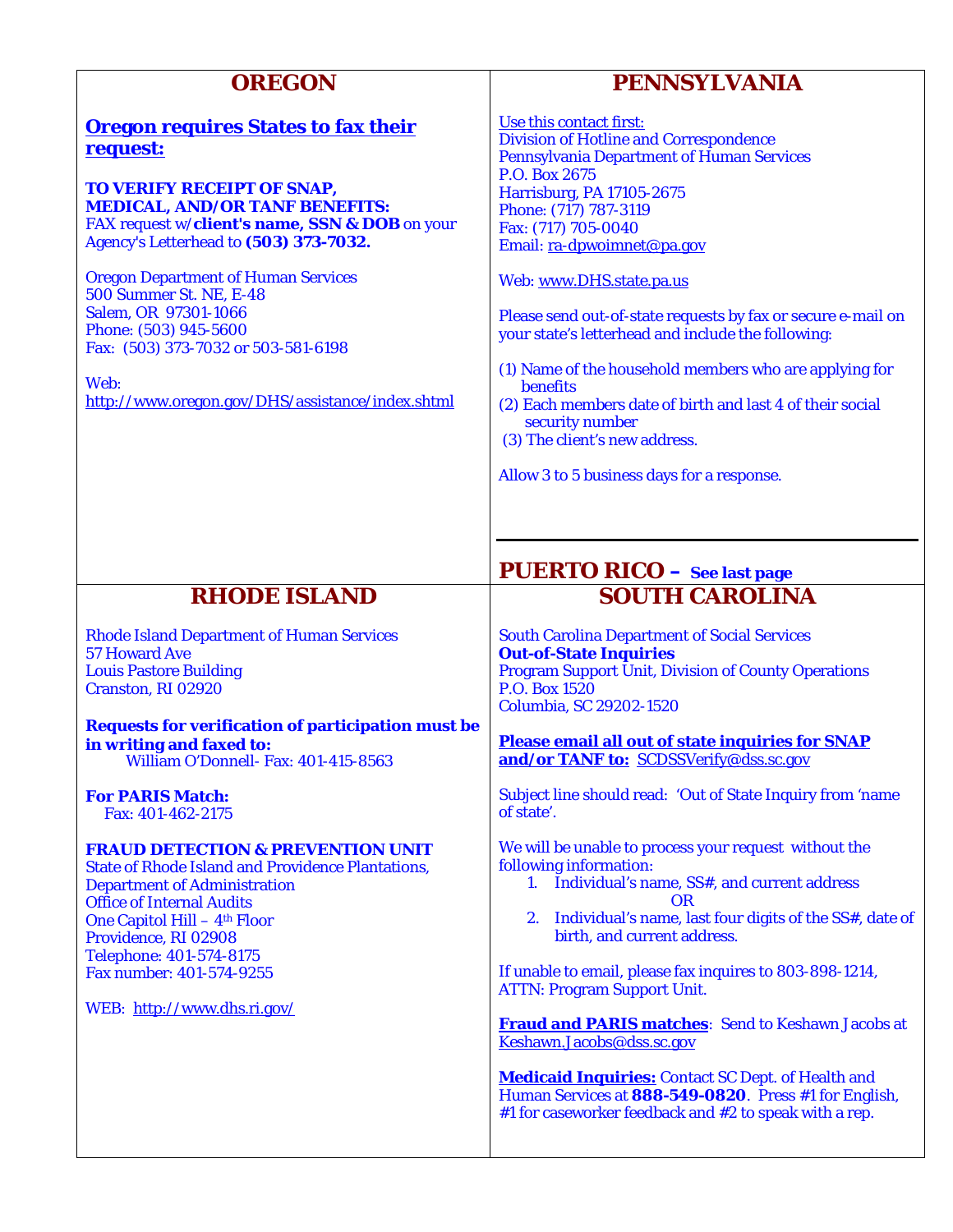## OREGON

**Oregon requires States to fax their request:**

**TO VERIFY RECEIPT OF SNAP, MEDICAL, AND/OR TANF BENEFITS:**
FAX request w/**client's name, SSN & DOB** on your Agency's Letterhead to **(503) 373-7032.**

Oregon Department of Human Services
500 Summer St. NE, E-48
Salem, OR 97301-1066
Phone: (503) 945-5600
Fax: (503) 373-7032 or 503-581-6198

Web:
http://www.oregon.gov/DHS/assistance/index.shtml

## PENNSYLVANIA

Use this contact first:
Division of Hotline and Correspondence
Pennsylvania Department of Human Services
P.O. Box 2675
Harrisburg, PA 17105-2675
Phone: (717) 787-3119
Fax: (717) 705-0040
Email: ra-dpwoimnet@pa.gov

Web: www.DHS.state.pa.us

Please send out-of-state requests by fax or secure e-mail on your state's letterhead and include the following:

(1) Name of the household members who are applying for benefits
(2) Each members date of birth and last 4 of their social security number
(3) The client's new address.

Allow 3 to 5 business days for a response.

## PUERTO RICO – See last page

## RHODE ISLAND

Rhode Island Department of Human Services
57 Howard Ave
Louis Pastore Building
Cranston, RI 02920

**Requests for verification of participation must be in writing and faxed to:**
William O'Donnell- Fax: 401-415-8563

**For PARIS Match:**
Fax: 401-462-2175

**FRAUD DETECTION & PREVENTION UNIT**
State of Rhode Island and Providence Plantations,
Department of Administration
Office of Internal Audits
One Capitol Hill – 4th Floor
Providence, RI 02908
Telephone: 401-574-8175
Fax number: 401-574-9255

WEB: http://www.dhs.ri.gov/

## SOUTH CAROLINA

South Carolina Department of Social Services
**Out-of-State Inquiries**
Program Support Unit, Division of County Operations
P.O. Box 1520
Columbia, SC 29202-1520

**Please email all out of state inquiries for SNAP and/or TANF to:** SCDSSVerify@dss.sc.gov

Subject line should read: 'Out of State Inquiry from 'name of state'.

We will be unable to process your request without the following information:

1. Individual's name, SS#, and current address
   OR
2. Individual's name, last four digits of the SS#, date of birth, and current address.

If unable to email, please fax inquires to 803-898-1214, ATTN: Program Support Unit.

**Fraud and PARIS matches**: Send to Keshawn Jacobs at Keshawn.Jacobs@dss.sc.gov

**Medicaid Inquiries:** Contact SC Dept. of Health and Human Services at **888-549-0820**. Press #1 for English, #1 for caseworker feedback and #2 to speak with a rep.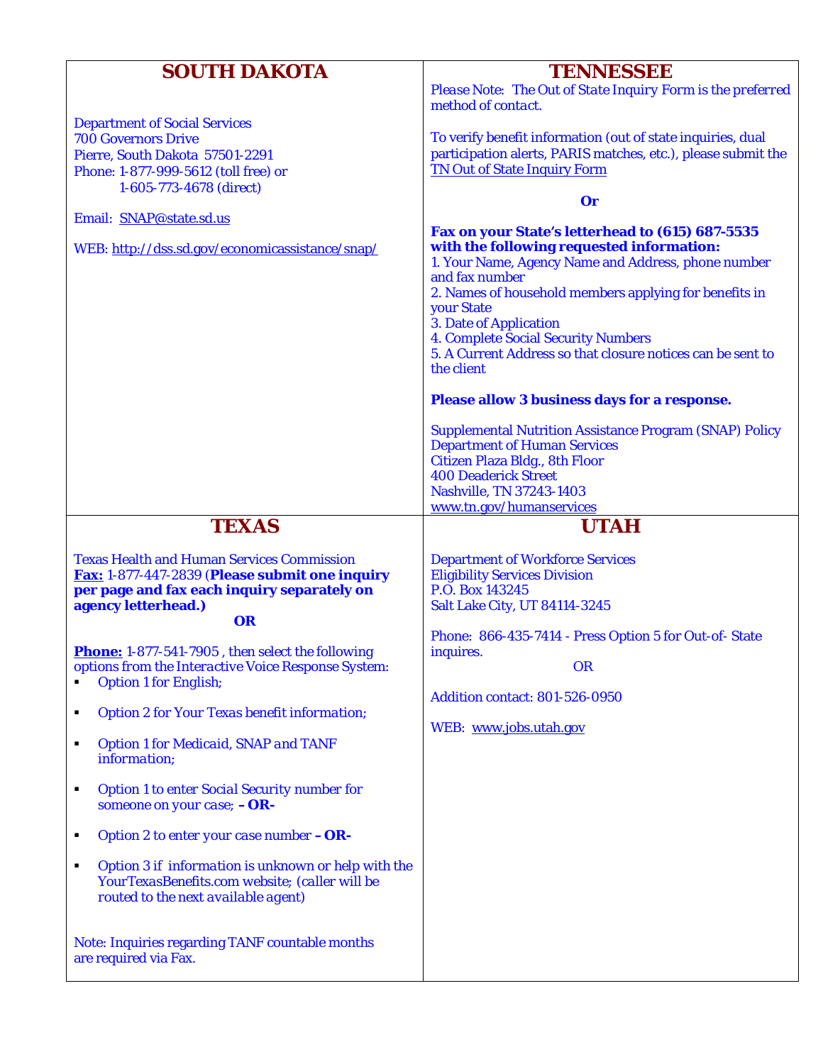## SOUTH DAKOTA

Department of Social Services
700 Governors Drive
Pierre, South Dakota 57501-2291
Phone: 1-877-999-5612 (toll free) or
1-605-773-4678 (direct)

Email: SNAP@state.sd.us

WEB: http://dss.sd.gov/economicassistance/snap/

## TENNESSEE

*Please Note: The Out of State Inquiry Form is the preferred method of contact.*

To verify benefit information (out of state inquiries, dual participation alerts, PARIS matches, etc.), please submit the TN Out of State Inquiry Form

**Or**

**Fax on your State's letterhead to (615) 687-5535 with the following requested information:**

1. Your Name, Agency Name and Address, phone number and fax number
2. Names of household members applying for benefits in your State
3. Date of Application
4. Complete Social Security Numbers
5. A Current Address so that closure notices can be sent to the client

**Please allow 3 business days for a response.**

Supplemental Nutrition Assistance Program (SNAP) Policy
Department of Human Services
Citizen Plaza Bldg., 8th Floor
400 Deaderick Street
Nashville, TN 37243-1403
www.tn.gov/humanservices

## TEXAS

Texas Health and Human Services Commission
**Fax:** 1-877-447-2839 (**Please submit one inquiry per page and fax each inquiry separately on agency letterhead.)**

**OR**

**Phone:** 1-877-541-7905 , then select the following options from the Interactive Voice Response System:

- Option 1 for English;
- Option 2 for Your Texas benefit information;
- Option 1 for Medicaid, SNAP and TANF information;
- Option 1 to enter Social Security number for someone on your case; **– OR-**
- Option 2 to enter your case number **– OR-**
- Option 3 if information is unknown or help with the YourTexasBenefits.com website; (caller will be routed to the next available agent)

Note: Inquiries regarding TANF countable months are required via Fax.

## UTAH

Department of Workforce Services
Eligibility Services Division
P.O. Box 143245
Salt Lake City, UT 84114-3245

Phone: 866-435-7414 - Press Option 5 for Out-of- State inquires.

OR

Addition contact: 801-526-0950

WEB: www.jobs.utah.gov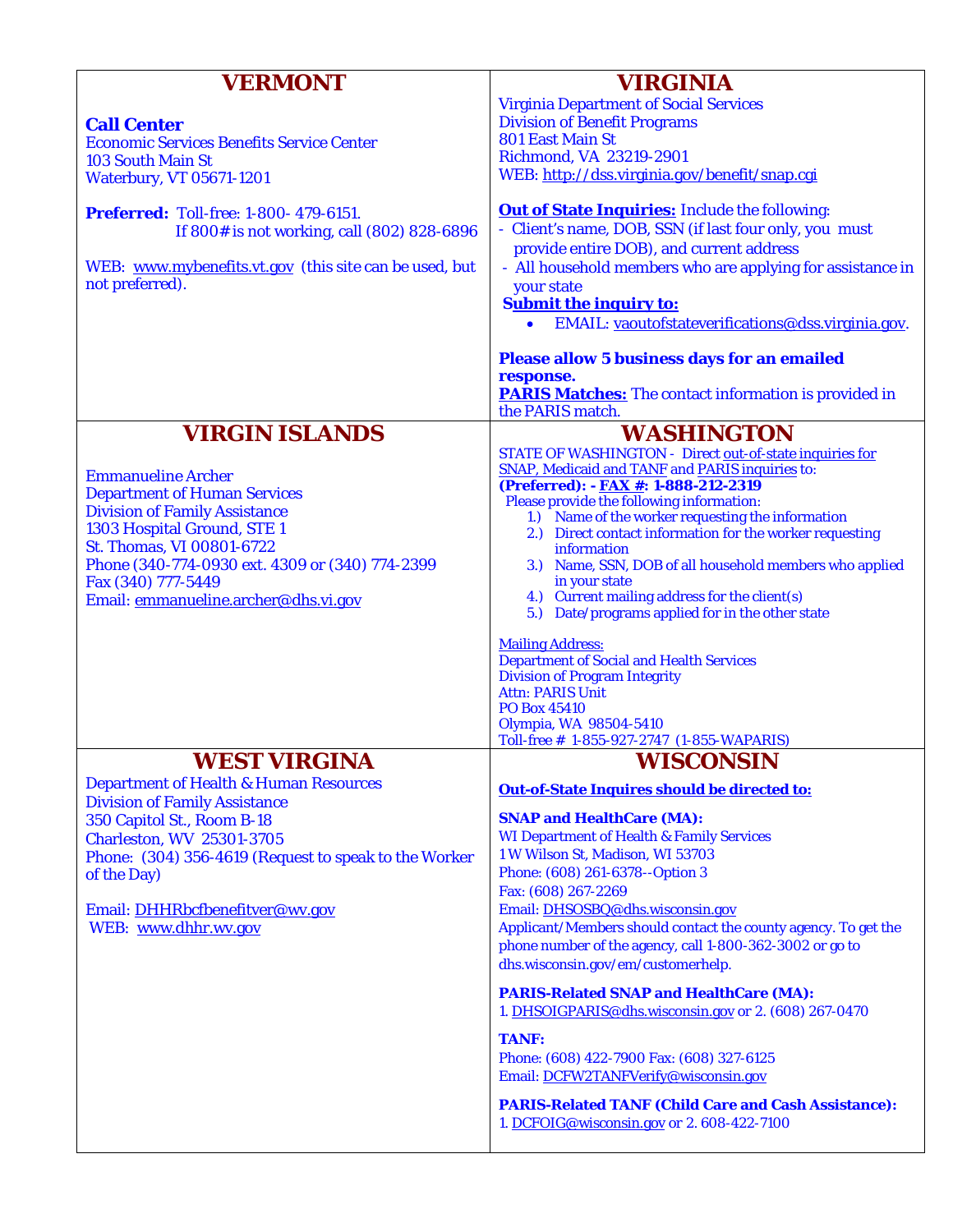## VERMONT

**Call Center**
Economic Services Benefits Service Center
103 South Main St
Waterbury, VT 05671-1201

**Preferred:** Toll-free: 1-800- 479-6151.
If 800# is not working, call (802) 828-6896

WEB: www.mybenefits.vt.gov (this site can be used, but not preferred).

## VIRGINIA

Virginia Department of Social Services
Division of Benefit Programs
801 East Main St
Richmond, VA 23219-2901
WEB: http://dss.virginia.gov/benefit/snap.cgi

**Out of State Inquiries:** Include the following:
- Client's name, DOB, SSN (if last four only, you must provide entire DOB), and current address
- All household members who are applying for assistance in your state

**Submit the inquiry to:**
- EMAIL: vaoutofstateverifications@dss.virginia.gov.

**Please allow 5 business days for an emailed response.**
**PARIS Matches:** The contact information is provided in the PARIS match.

## VIRGIN ISLANDS

Emmanueline Archer
Department of Human Services
Division of Family Assistance
1303 Hospital Ground, STE 1
St. Thomas, VI 00801-6722
Phone (340-774-0930 ext. 4309 or (340) 774-2399
Fax (340) 777-5449
Email: emmanueline.archer@dhs.vi.gov

## WASHINGTON

STATE OF WASHINGTON - Direct out-of-state inquiries for SNAP, Medicaid and TANF and PARIS inquiries to:
**(Preferred): - FAX #: 1-888-212-2319**
Please provide the following information:
1.) Name of the worker requesting the information
2.) Direct contact information for the worker requesting information
3.) Name, SSN, DOB of all household members who applied in your state
4.) Current mailing address for the client(s)
5.) Date/programs applied for in the other state

Mailing Address:
Department of Social and Health Services
Division of Program Integrity
Attn: PARIS Unit
PO Box 45410
Olympia, WA 98504-5410
Toll-free # 1-855-927-2747 (1-855-WAPARIS)

## WEST VIRGINIA

Department of Health & Human Resources
Division of Family Assistance
350 Capitol St., Room B-18
Charleston, WV 25301-3705
Phone: (304) 356-4619 (Request to speak to the Worker of the Day)

Email: DHHRbcfbenefitver@wv.gov
WEB: www.dhhr.wv.gov

## WISCONSIN

**Out-of-State Inquires should be directed to:**

**SNAP and HealthCare (MA):**
WI Department of Health & Family Services
1 W Wilson St, Madison, WI 53703
Phone: (608) 261-6378--Option 3
Fax: (608) 267-2269
Email: DHSOSBQ@dhs.wisconsin.gov
Applicant/Members should contact the county agency. To get the phone number of the agency, call 1-800-362-3002 or go to dhs.wisconsin.gov/em/customerhelp.

**PARIS-Related SNAP and HealthCare (MA):**
1. DHSOIGPARIS@dhs.wisconsin.gov or 2. (608) 267-0470

**TANF:**
Phone: (608) 422-7900 Fax: (608) 327-6125
Email: DCFW2TANFVerify@wisconsin.gov

**PARIS-Related TANF (Child Care and Cash Assistance):**
1. DCFOIG@wisconsin.gov or 2. 608-422-7100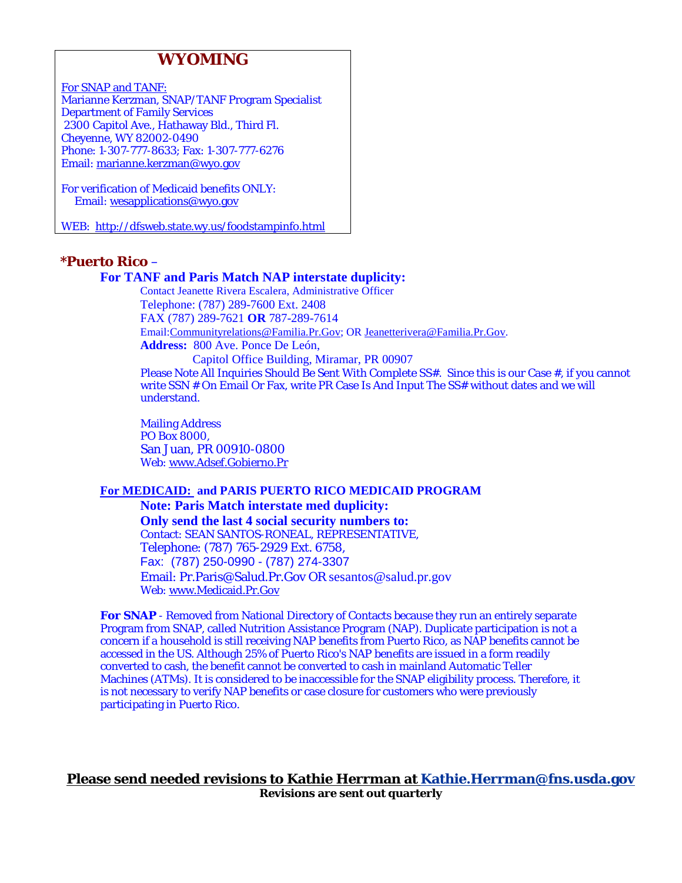## WYOMING

For SNAP and TANF:
Marianne Kerzman, SNAP/TANF Program Specialist
Department of Family Services
2300 Capitol Ave., Hathaway Bld., Third Fl.
Cheyenne, WY 82002-0490
Phone: 1-307-777-8633; Fax: 1-307-777-6276
Email: marianne.kerzman@wyo.gov

For verification of Medicaid benefits ONLY:
Email: wesapplications@wyo.gov

WEB: http://dfsweb.state.wy.us/foodstampinfo.html

## *Puerto Rico –

**For TANF and Paris Match NAP interstate duplicity:**

Contact Jeanette Rivera Escalera, Administrative Officer
Telephone: (787) 289-7600 Ext. 2408
FAX (787) 289-7621 **OR** 787-289-7614
Email:Communityrelations@Familia.Pr.Gov; OR Jeanetterivera@Familia.Pr.Gov.
**Address:** 800 Ave. Ponce De León,
Capitol Office Building, Miramar, PR 00907
Please Note All Inquiries Should Be Sent With Complete SS#. Since this is our Case #, if you cannot write SSN # On Email Or Fax, write PR Case Is And Input The SS# without dates and we will understand.

Mailing Address
PO Box 8000,
San Juan, PR 00910-0800
Web: www.Adsef.Gobierno.Pr

**For MEDICAID: and PARIS PUERTO RICO MEDICAID PROGRAM**

**Note: Paris Match interstate med duplicity:**
**Only send the last 4 social security numbers to:**
Contact: SEAN SANTOS-RONEAL, REPRESENTATIVE,
Telephone: (787) 765-2929 Ext. 6758,
Fax: (787) 250-0990 - (787) 274-3307
Email: Pr.Paris@Salud.Pr.Gov OR sesantos@salud.pr.gov
Web: www.Medicaid.Pr.Gov

**For SNAP** - Removed from National Directory of Contacts because they run an entirely separate Program from SNAP, called Nutrition Assistance Program (NAP). Duplicate participation is not a concern if a household is still receiving NAP benefits from Puerto Rico, as NAP benefits cannot be accessed in the US. Although 25% of Puerto Rico's NAP benefits are issued in a form readily converted to cash, the benefit cannot be converted to cash in mainland Automatic Teller Machines (ATMs). It is considered to be inaccessible for the SNAP eligibility process. Therefore, it is not necessary to verify NAP benefits or case closure for customers who were previously participating in Puerto Rico.

**Please send needed revisions to Kathie Herrman at Kathie.Herrman@fns.usda.gov**
**Revisions are sent out quarterly**